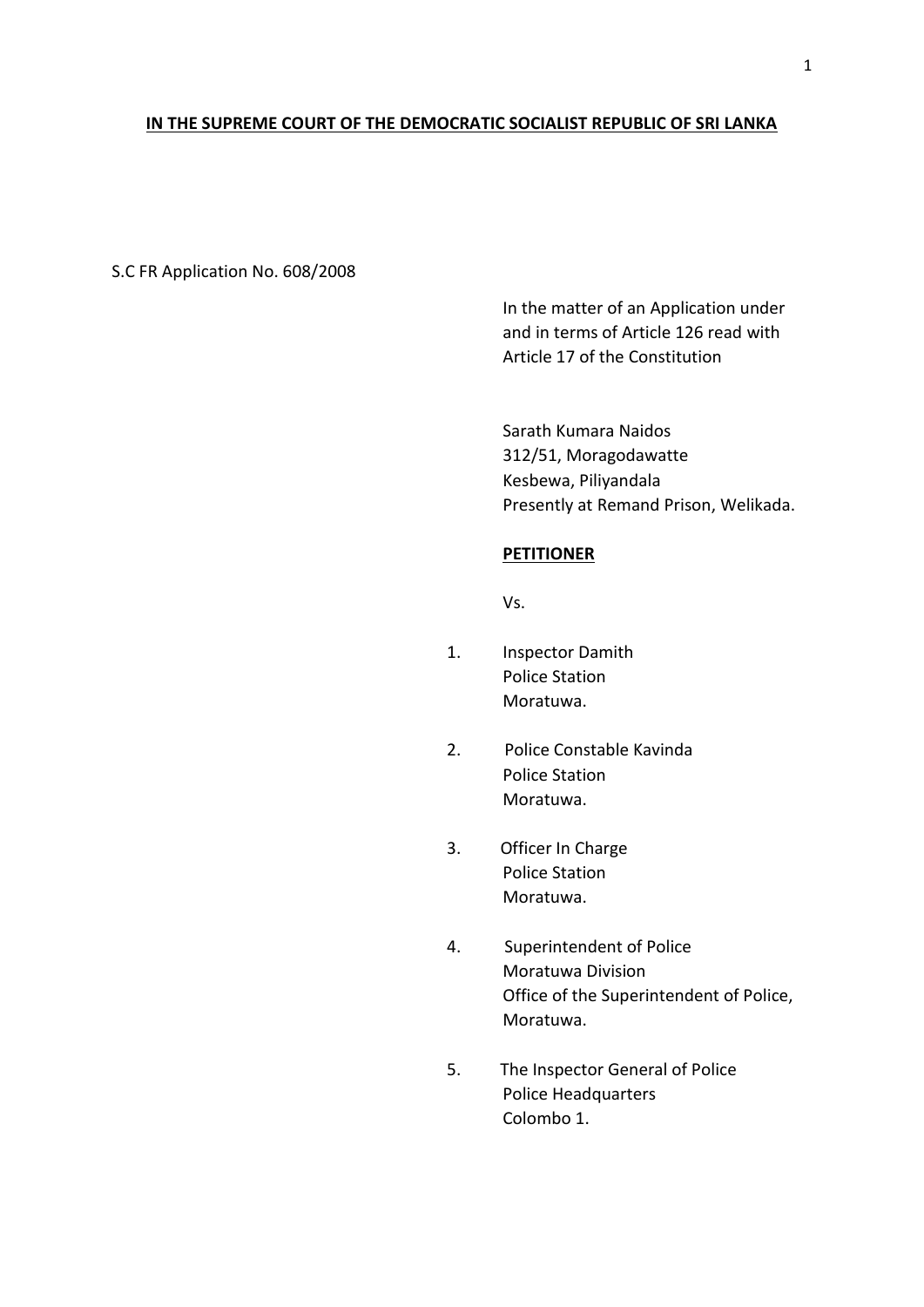**IN THE SUPREME COURT OF THE DEMOCRATIC SOCIALIST REPUBLIC OF SRI LANKA**

S.C FR Application No. 608/2008

In the matter of an Application under and in terms of Article 126 read with Article 17 of the Constitution

Sarath Kumara Naidos
312/51, Moragodawatte
Kesbewa, Piliyandala
Presently at Remand Prison, Welikada.

**PETITIONER**

Vs.

1. Inspector Damith
   Police Station
   Moratuwa.

2. Police Constable Kavinda
   Police Station
   Moratuwa.

3. Officer In Charge
   Police Station
   Moratuwa.

4. Superintendent of Police
   Moratuwa Division
   Office of the Superintendent of Police,
   Moratuwa.

5. The Inspector General of Police
   Police Headquarters
   Colombo 1.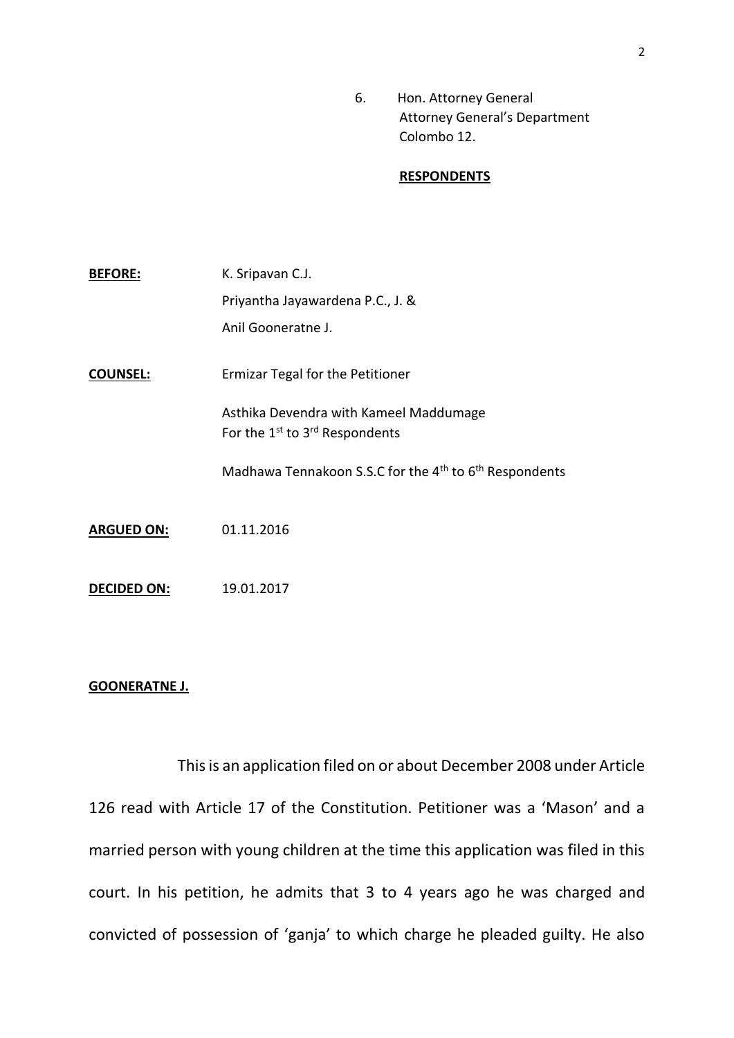6. Hon. Attorney General
   Attorney General's Department
   Colombo 12.

**RESPONDENTS**

**BEFORE:** K. Sripavan C.J.
Priyantha Jayawardena P.C., J. &
Anil Gooneratne J.

**COUNSEL:** Ermizar Tegal for the Petitioner

Asthika Devendra with Kameel Maddumage
For the 1st to 3rd Respondents

Madhawa Tennakoon S.S.C for the 4th to 6th Respondents

**ARGUED ON:** 01.11.2016

**DECIDED ON:** 19.01.2017

**GOONERATNE J.**

This is an application filed on or about December 2008 under Article 126 read with Article 17 of the Constitution. Petitioner was a 'Mason' and a married person with young children at the time this application was filed in this court. In his petition, he admits that 3 to 4 years ago he was charged and convicted of possession of 'ganja' to which charge he pleaded guilty. He also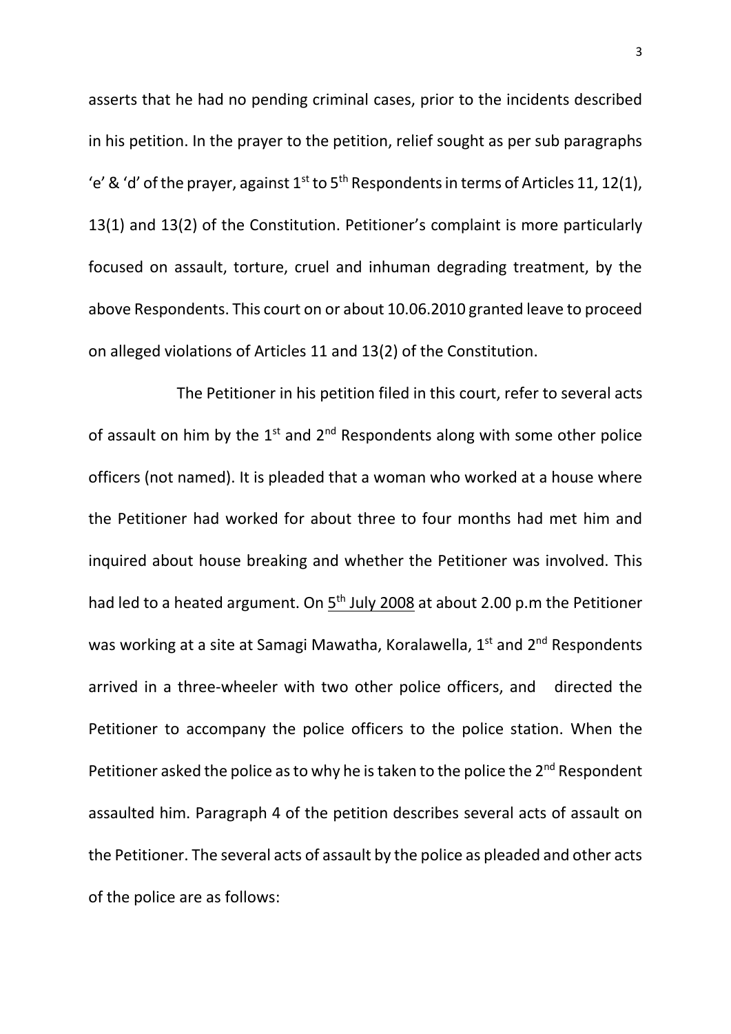asserts that he had no pending criminal cases, prior to the incidents described in his petition. In the prayer to the petition, relief sought as per sub paragraphs 'e' & 'd' of the prayer, against 1st to 5th Respondents in terms of Articles 11, 12(1), 13(1) and 13(2) of the Constitution. Petitioner's complaint is more particularly focused on assault, torture, cruel and inhuman degrading treatment, by the above Respondents. This court on or about 10.06.2010 granted leave to proceed on alleged violations of Articles 11 and 13(2) of the Constitution.

The Petitioner in his petition filed in this court, refer to several acts of assault on him by the 1st and 2nd Respondents along with some other police officers (not named). It is pleaded that a woman who worked at a house where the Petitioner had worked for about three to four months had met him and inquired about house breaking and whether the Petitioner was involved. This had led to a heated argument. On <u>5th July 2008</u> at about 2.00 p.m the Petitioner was working at a site at Samagi Mawatha, Koralawella, 1st and 2nd Respondents arrived in a three-wheeler with two other police officers, and directed the Petitioner to accompany the police officers to the police station. When the Petitioner asked the police as to why he is taken to the police the 2nd Respondent assaulted him. Paragraph 4 of the petition describes several acts of assault on the Petitioner. The several acts of assault by the police as pleaded and other acts of the police are as follows: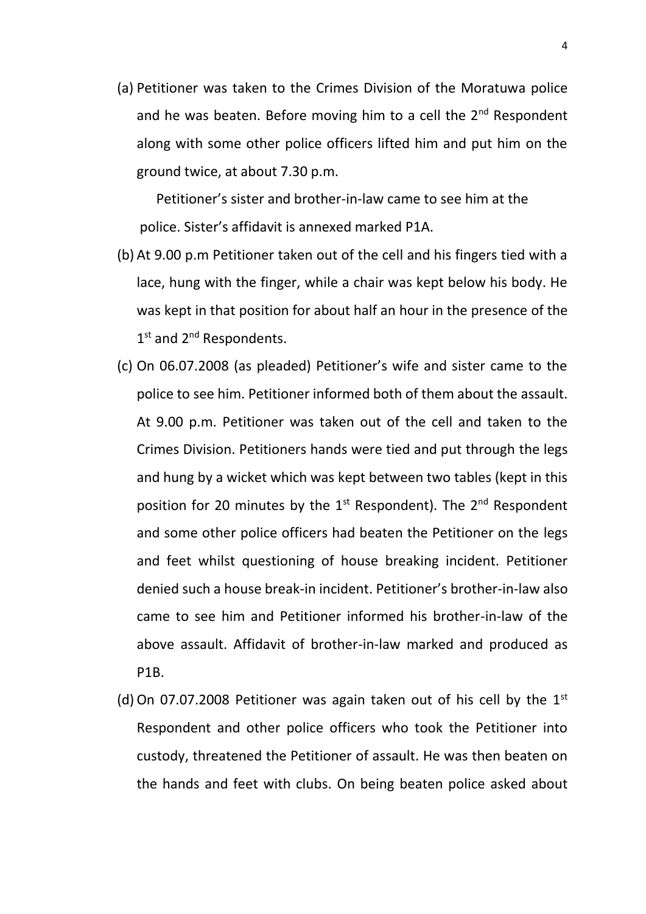(a) Petitioner was taken to the Crimes Division of the Moratuwa police and he was beaten. Before moving him to a cell the 2nd Respondent along with some other police officers lifted him and put him on the ground twice, at about 7.30 p.m.

Petitioner's sister and brother-in-law came to see him at the police. Sister's affidavit is annexed marked P1A.

(b) At 9.00 p.m Petitioner taken out of the cell and his fingers tied with a lace, hung with the finger, while a chair was kept below his body. He was kept in that position for about half an hour in the presence of the 1st and 2nd Respondents.

(c) On 06.07.2008 (as pleaded) Petitioner's wife and sister came to the police to see him. Petitioner informed both of them about the assault. At 9.00 p.m. Petitioner was taken out of the cell and taken to the Crimes Division. Petitioners hands were tied and put through the legs and hung by a wicket which was kept between two tables (kept in this position for 20 minutes by the 1st Respondent). The 2nd Respondent and some other police officers had beaten the Petitioner on the legs and feet whilst questioning of house breaking incident. Petitioner denied such a house break-in incident. Petitioner's brother-in-law also came to see him and Petitioner informed his brother-in-law of the above assault. Affidavit of brother-in-law marked and produced as P1B.

(d) On 07.07.2008 Petitioner was again taken out of his cell by the 1st Respondent and other police officers who took the Petitioner into custody, threatened the Petitioner of assault. He was then beaten on the hands and feet with clubs. On being beaten police asked about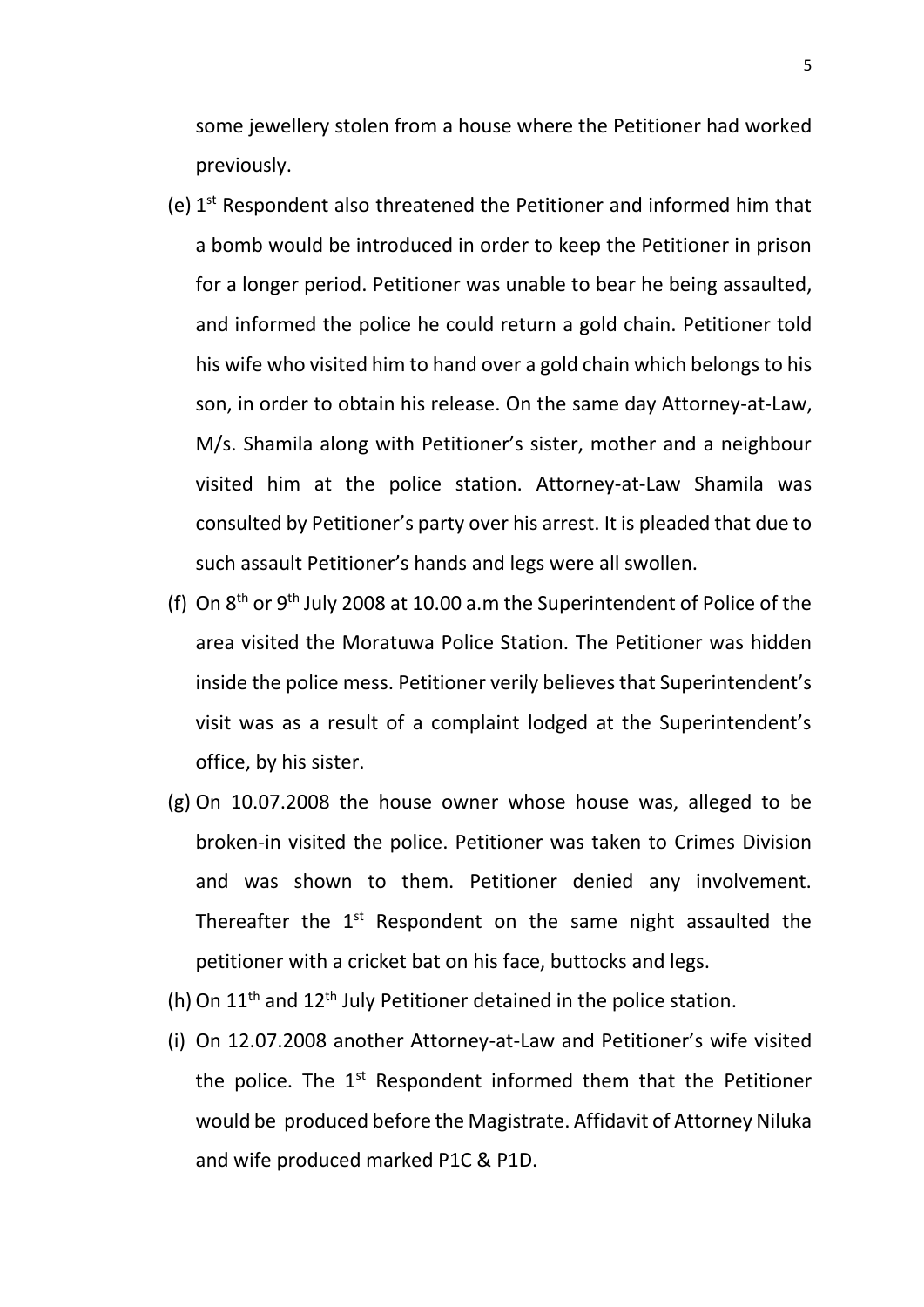some jewellery stolen from a house where the Petitioner had worked previously.

(e) 1st Respondent also threatened the Petitioner and informed him that a bomb would be introduced in order to keep the Petitioner in prison for a longer period. Petitioner was unable to bear he being assaulted, and informed the police he could return a gold chain. Petitioner told his wife who visited him to hand over a gold chain which belongs to his son, in order to obtain his release. On the same day Attorney-at-Law, M/s. Shamila along with Petitioner's sister, mother and a neighbour visited him at the police station. Attorney-at-Law Shamila was consulted by Petitioner's party over his arrest. It is pleaded that due to such assault Petitioner's hands and legs were all swollen.

(f) On 8th or 9th July 2008 at 10.00 a.m the Superintendent of Police of the area visited the Moratuwa Police Station. The Petitioner was hidden inside the police mess. Petitioner verily believes that Superintendent's visit was as a result of a complaint lodged at the Superintendent's office, by his sister.

(g) On 10.07.2008 the house owner whose house was, alleged to be broken-in visited the police. Petitioner was taken to Crimes Division and was shown to them. Petitioner denied any involvement. Thereafter the 1st Respondent on the same night assaulted the petitioner with a cricket bat on his face, buttocks and legs.

(h) On 11th and 12th July Petitioner detained in the police station.

(i) On 12.07.2008 another Attorney-at-Law and Petitioner's wife visited the police. The 1st Respondent informed them that the Petitioner would be produced before the Magistrate. Affidavit of Attorney Niluka and wife produced marked P1C & P1D.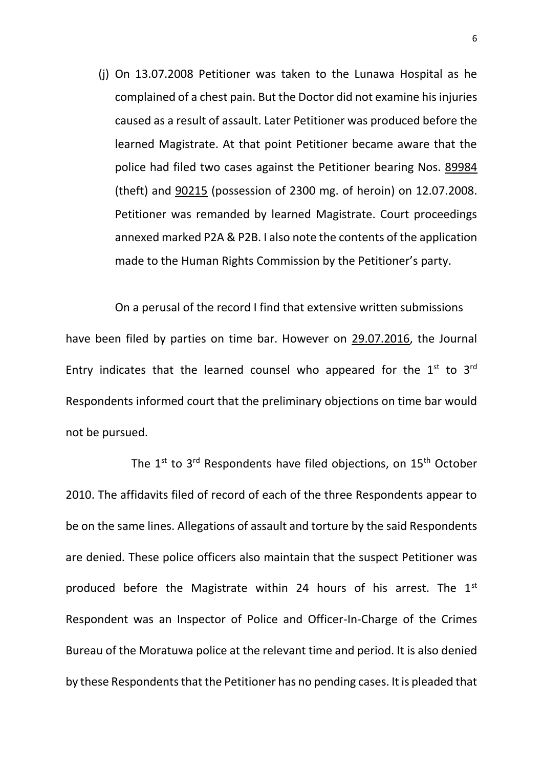(j) On 13.07.2008 Petitioner was taken to the Lunawa Hospital as he complained of a chest pain. But the Doctor did not examine his injuries caused as a result of assault. Later Petitioner was produced before the learned Magistrate. At that point Petitioner became aware that the police had filed two cases against the Petitioner bearing Nos. 89984 (theft) and 90215 (possession of 2300 mg. of heroin) on 12.07.2008. Petitioner was remanded by learned Magistrate. Court proceedings annexed marked P2A & P2B. I also note the contents of the application made to the Human Rights Commission by the Petitioner's party.

On a perusal of the record I find that extensive written submissions have been filed by parties on time bar. However on 29.07.2016, the Journal Entry indicates that the learned counsel who appeared for the 1st to 3rd Respondents informed court that the preliminary objections on time bar would not be pursued.

The 1st to 3rd Respondents have filed objections, on 15th October 2010. The affidavits filed of record of each of the three Respondents appear to be on the same lines. Allegations of assault and torture by the said Respondents are denied. These police officers also maintain that the suspect Petitioner was produced before the Magistrate within 24 hours of his arrest. The 1st Respondent was an Inspector of Police and Officer-In-Charge of the Crimes Bureau of the Moratuwa police at the relevant time and period. It is also denied by these Respondents that the Petitioner has no pending cases. It is pleaded that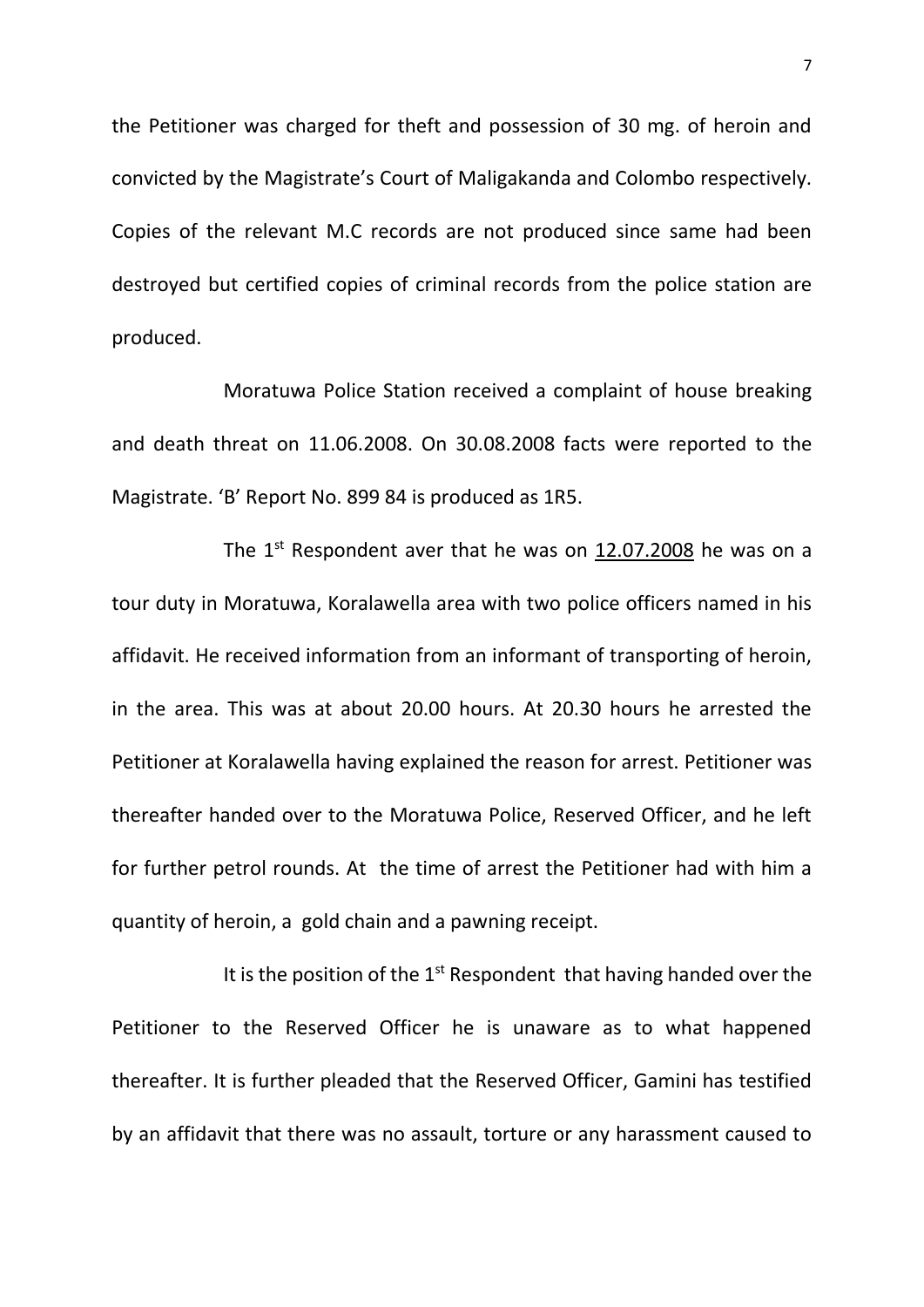the Petitioner was charged for theft and possession of 30 mg. of heroin and convicted by the Magistrate's Court of Maligakanda and Colombo respectively. Copies of the relevant M.C records are not produced since same had been destroyed but certified copies of criminal records from the police station are produced.

Moratuwa Police Station received a complaint of house breaking and death threat on 11.06.2008. On 30.08.2008 facts were reported to the Magistrate. 'B' Report No. 899 84 is produced as 1R5.

The 1st Respondent aver that he was on <u>12.07.2008</u> he was on a tour duty in Moratuwa, Koralawella area with two police officers named in his affidavit. He received information from an informant of transporting of heroin, in the area. This was at about 20.00 hours. At 20.30 hours he arrested the Petitioner at Koralawella having explained the reason for arrest. Petitioner was thereafter handed over to the Moratuwa Police, Reserved Officer, and he left for further petrol rounds. At the time of arrest the Petitioner had with him a quantity of heroin, a gold chain and a pawning receipt.

It is the position of the 1st Respondent that having handed over the Petitioner to the Reserved Officer he is unaware as to what happened thereafter. It is further pleaded that the Reserved Officer, Gamini has testified by an affidavit that there was no assault, torture or any harassment caused to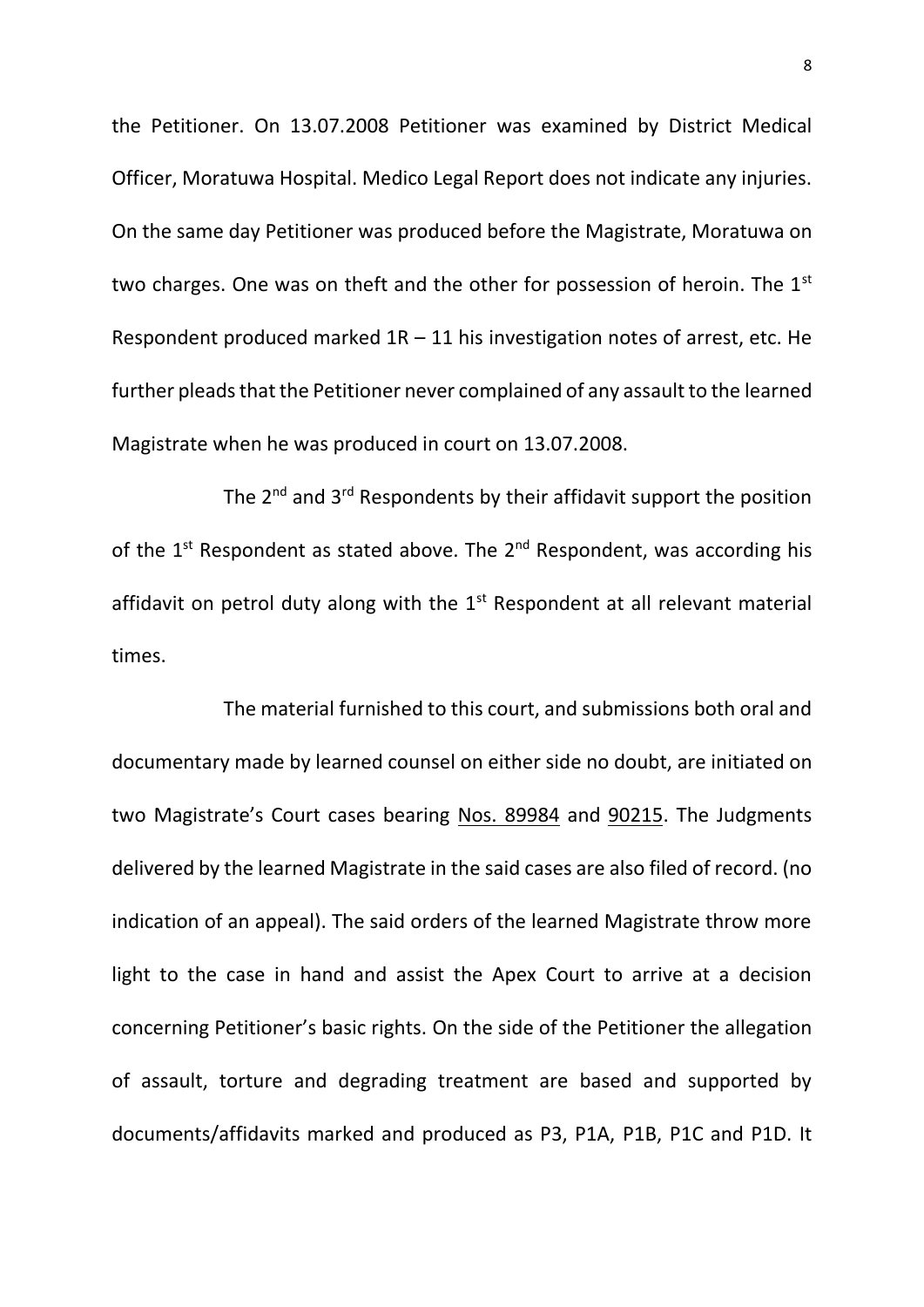the Petitioner. On 13.07.2008 Petitioner was examined by District Medical Officer, Moratuwa Hospital. Medico Legal Report does not indicate any injuries. On the same day Petitioner was produced before the Magistrate, Moratuwa on two charges. One was on theft and the other for possession of heroin. The 1st Respondent produced marked 1R – 11 his investigation notes of arrest, etc. He further pleads that the Petitioner never complained of any assault to the learned Magistrate when he was produced in court on 13.07.2008.

The 2nd and 3rd Respondents by their affidavit support the position of the 1st Respondent as stated above. The 2nd Respondent, was according his affidavit on petrol duty along with the 1st Respondent at all relevant material times.

The material furnished to this court, and submissions both oral and documentary made by learned counsel on either side no doubt, are initiated on two Magistrate's Court cases bearing <u>Nos. 89984</u> and <u>90215</u>. The Judgments delivered by the learned Magistrate in the said cases are also filed of record. (no indication of an appeal). The said orders of the learned Magistrate throw more light to the case in hand and assist the Apex Court to arrive at a decision concerning Petitioner's basic rights. On the side of the Petitioner the allegation of assault, torture and degrading treatment are based and supported by documents/affidavits marked and produced as P3, P1A, P1B, P1C and P1D. It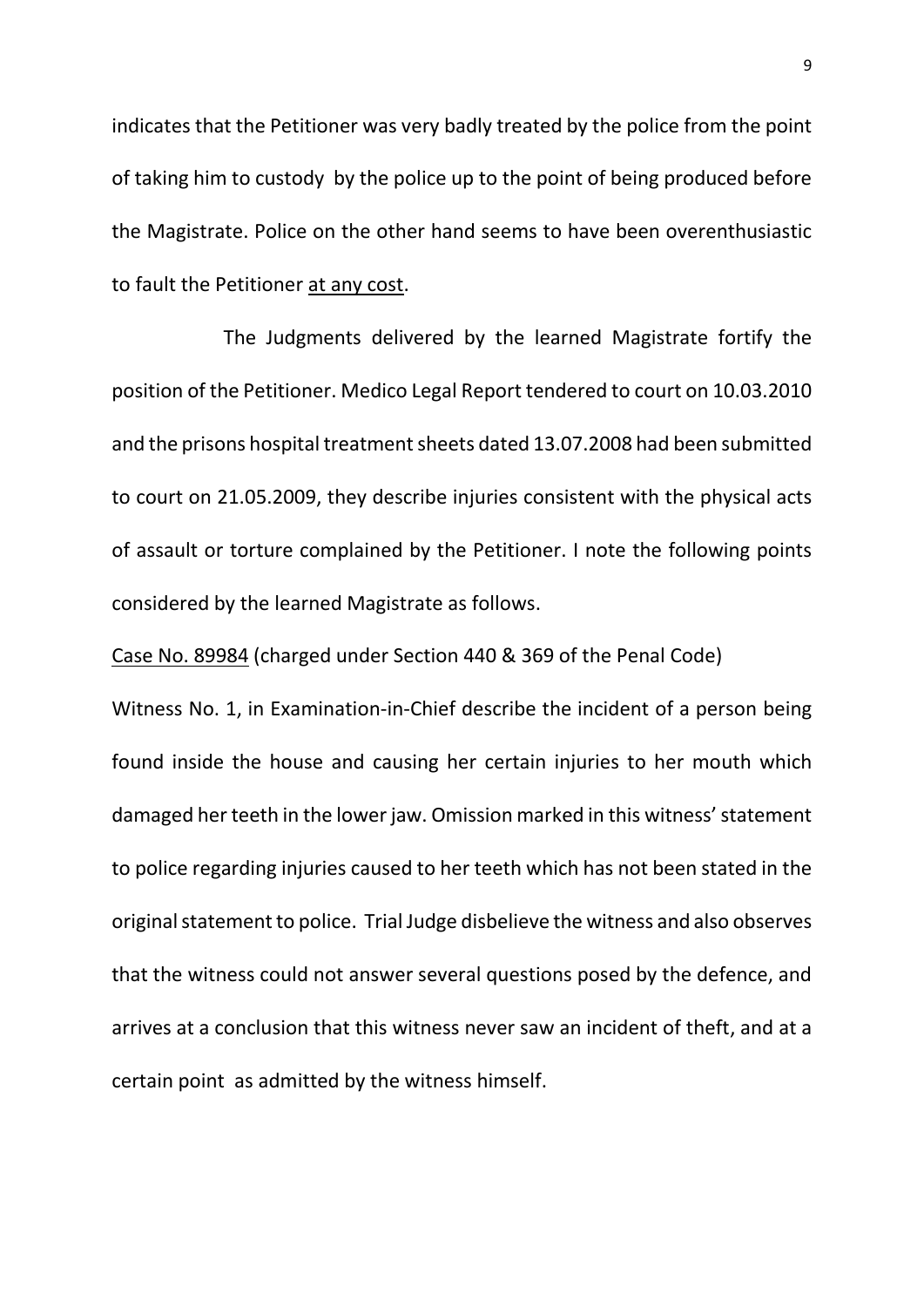indicates that the Petitioner was very badly treated by the police from the point of taking him to custody by the police up to the point of being produced before the Magistrate. Police on the other hand seems to have been overenthusiastic to fault the Petitioner <u>at any cost</u>.

The Judgments delivered by the learned Magistrate fortify the position of the Petitioner. Medico Legal Report tendered to court on 10.03.2010 and the prisons hospital treatment sheets dated 13.07.2008 had been submitted to court on 21.05.2009, they describe injuries consistent with the physical acts of assault or torture complained by the Petitioner. I note the following points considered by the learned Magistrate as follows.

<u>Case No. 89984</u> (charged under Section 440 & 369 of the Penal Code)

Witness No. 1, in Examination-in-Chief describe the incident of a person being found inside the house and causing her certain injuries to her mouth which damaged her teeth in the lower jaw. Omission marked in this witness' statement to police regarding injuries caused to her teeth which has not been stated in the original statement to police. Trial Judge disbelieve the witness and also observes that the witness could not answer several questions posed by the defence, and arrives at a conclusion that this witness never saw an incident of theft, and at a certain point as admitted by the witness himself.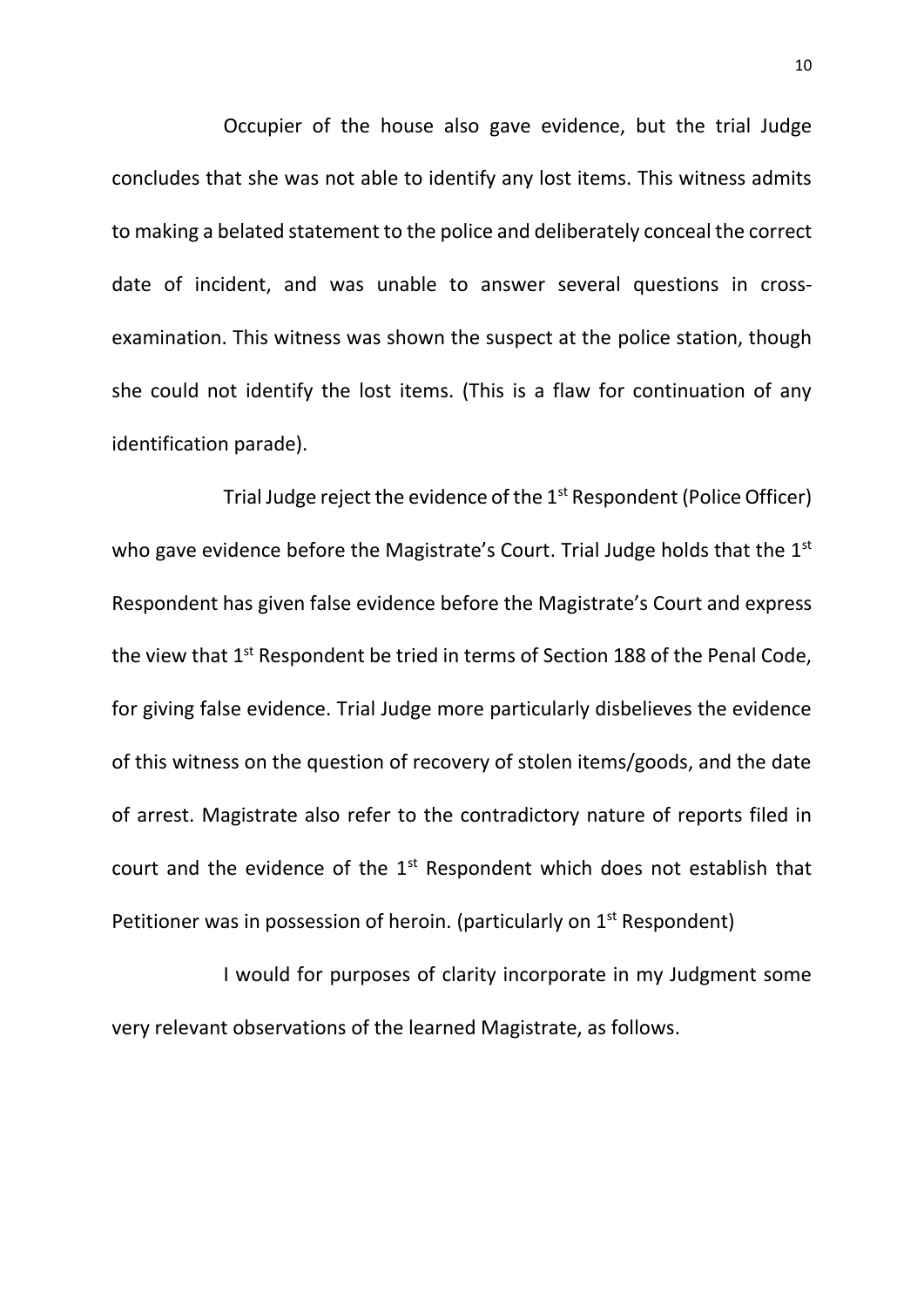Occupier of the house also gave evidence, but the trial Judge concludes that she was not able to identify any lost items. This witness admits to making a belated statement to the police and deliberately conceal the correct date of incident, and was unable to answer several questions in cross-examination. This witness was shown the suspect at the police station, though she could not identify the lost items. (This is a flaw for continuation of any identification parade).

Trial Judge reject the evidence of the 1st Respondent (Police Officer) who gave evidence before the Magistrate's Court. Trial Judge holds that the 1st Respondent has given false evidence before the Magistrate's Court and express the view that 1st Respondent be tried in terms of Section 188 of the Penal Code, for giving false evidence. Trial Judge more particularly disbelieves the evidence of this witness on the question of recovery of stolen items/goods, and the date of arrest. Magistrate also refer to the contradictory nature of reports filed in court and the evidence of the 1st Respondent which does not establish that Petitioner was in possession of heroin. (particularly on 1st Respondent)

I would for purposes of clarity incorporate in my Judgment some very relevant observations of the learned Magistrate, as follows.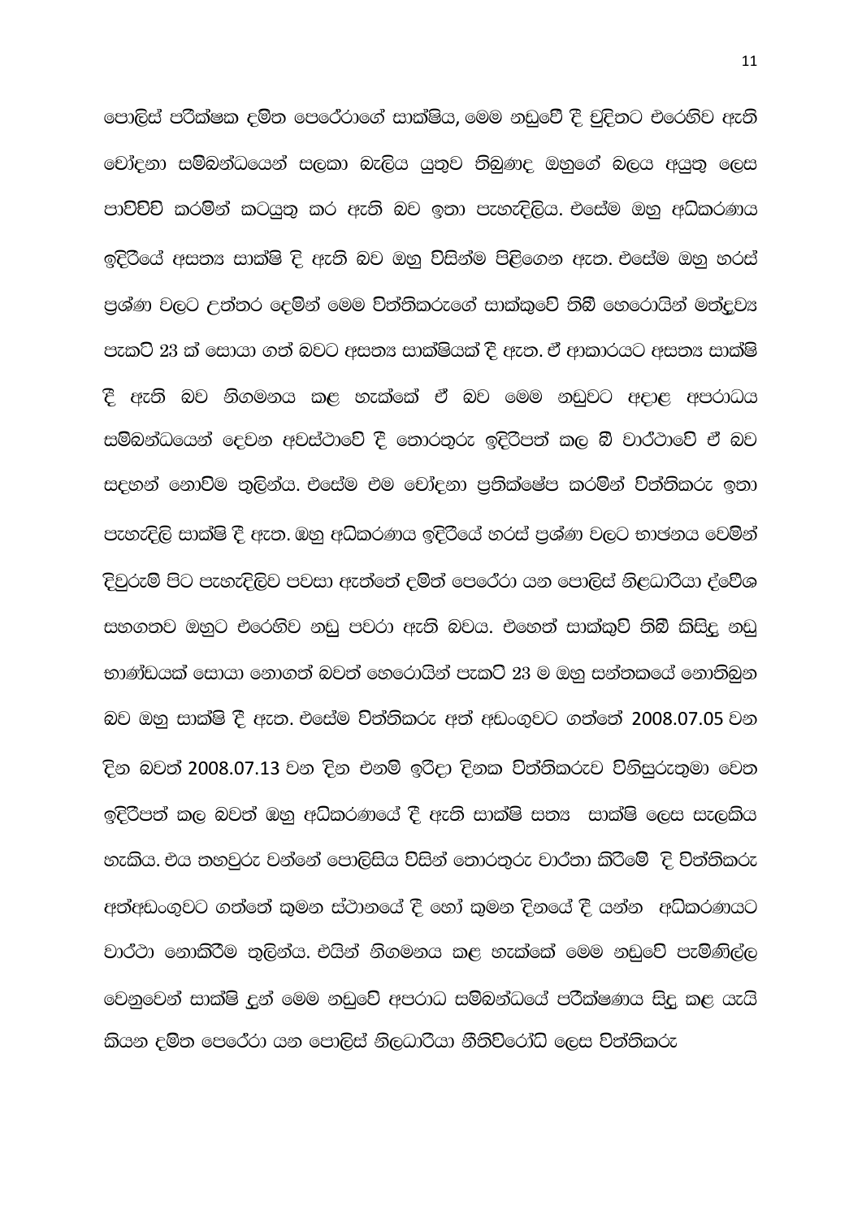පොලිස් පරීක්ෂක දමිත පෙරේරාගේ සාක්ෂිය, මෙම නඩුවේ දී චූදිතට එරෙහිව ඇති චෝදනා සම්බන්ධයෙන් සලකා බැලිය යුතුව තිබුණද ඔහුගේ බලය අයුතු ලෙස පාවිච්චි කරමින් කටයුතු කර ඇති බව ඉතා පැහැදිලිය. එසේම ඔහු අධිකරණය ඉදිරියේ අසත්‍ය සාක්ෂි දී ඇති බව ඔහු විසින්ම පිළිගෙන ඇත. එසේම ඔහු හරස් ප්‍රශ්ණ වලට උත්තර දෙමින් මෙම විත්තිකරුගේ සාක්කුවේ තිබී හෙරොයින් මත්ද්‍රව්‍ය පැකට් 23 ක් සොයා ගත් බවට අසත්‍ය සාක්ෂියක් දී ඇත. ඒ ආකාරයට අසත්‍ය සාක්ෂි දී ඇති බව නිගමනය කළ හැක්කේ ඒ බව මෙම නඩුවට අදාළ අපරාධය සම්බන්ධයෙන් දෙවන අවස්ථාවේ දී තොරතුරු ඉදිරිපත් කල බී වාර්ථාවේ ඒ බව සදහන් නොවීම තුලින්ය. එසේම එම චෝදනා ප්‍රතික්ෂේප කරමින් විත්තිකරු ඉතා පැහැදිලි සාක්ෂි දී ඇත. ඔහු අධිකරණය ඉදිරියේ හරස් ප්‍රශ්ණ වලට භාජනය වෙමින් දිවුරුම් පිට පැහැදිලිව පවසා ඇත්තේ දමිත් පෙරේරා යන පොලිස් නිළධාරියා ද්වේශ සහගතව ඔහුට එරෙහිව නඩු පවරා ඇති බවය. එහෙත් සාක්කුව් තිබී කිසිදු නඩු භාණ්ඩයක් සොයා නොගත් බවත් හෙරොයින් පැකට් 23 ම ඔහු සන්තකයේ නොතිබුන බව ඔහු සාක්ෂි දී ඇත. එසේම විත්තිකරු අත් අඩංගුවට ගත්තේ 2008.07.05 වන දින බවත් 2008.07.13 වන දින එනම් ඉරිදා දිනක විත්තිකරුව විනිසුරුතුමා වෙත ඉදිරිපත් කල බවත් ඔහු අධිකරණයේ දී ඇති සාක්ෂි සත්‍ය සාක්ෂි ලෙස සැලකිය හැකිය. එය තහවුරු වන්නේ පොලිසිය විසින් තොරතුරු වාර්තා කිරීමේ දි විත්තිකරු අත්අඩංගුවට ගත්තේ කුමන ස්ථානයේ දී හෝ කුමන දිනයේ දී යන්න අධිකරණයට වාර්ථා නොකිරීම තුලින්ය. එයින් නිගමනය කළ හැක්කේ මෙම නඩුවේ පැමිණිල්ල වෙනුවෙන් සාක්ෂි දුන් මෙම නඩුවේ අපරාධ සම්බන්ධයේ පරීක්ෂණය සිදු කළ යැයි කියන දමිත පෙරේරා යන පොලිස් නිලධාරියා නීතිවිරෝධී ලෙස විත්තිකරු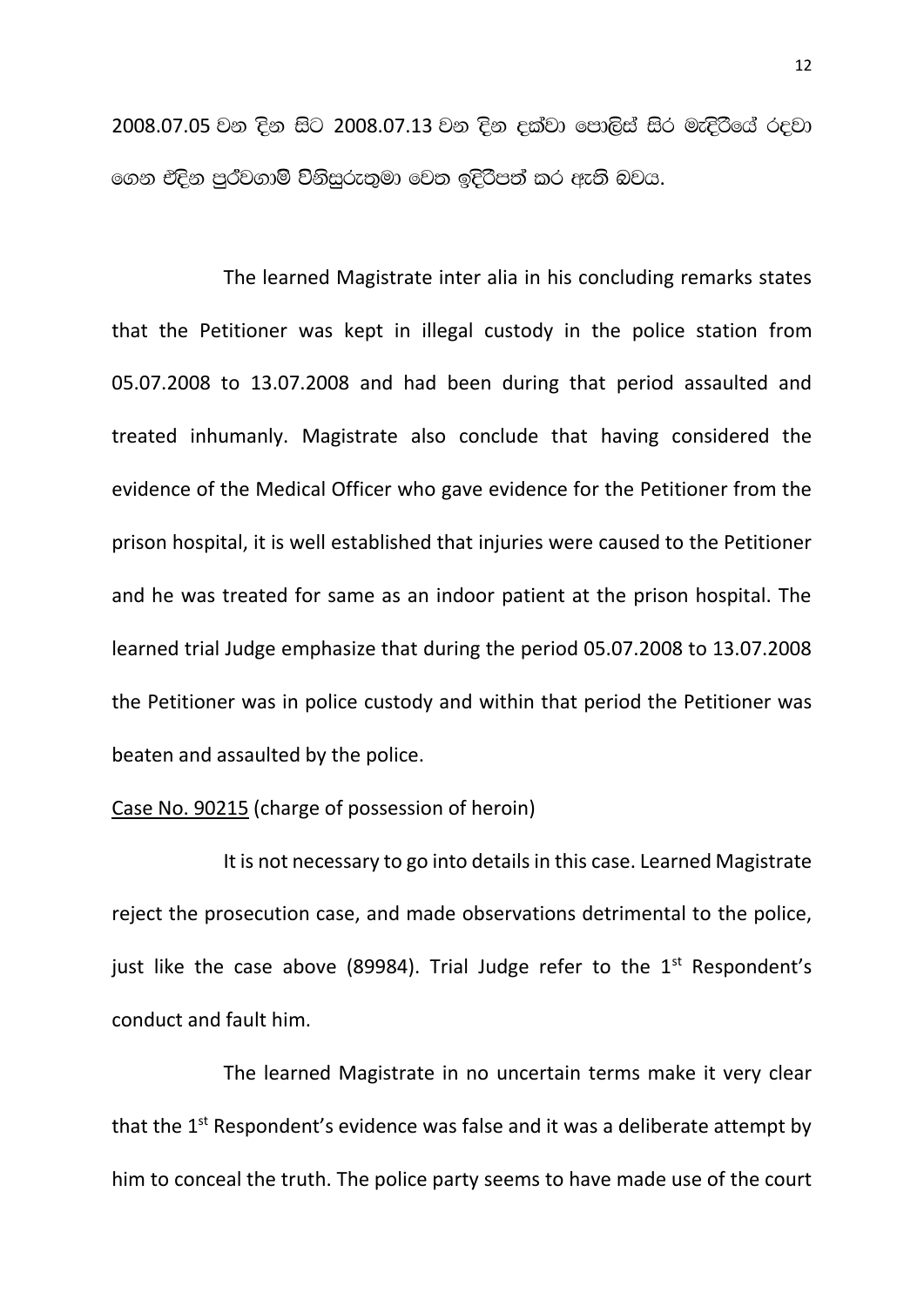2008.07.05 වන දින සිට 2008.07.13 වන දින දක්වා පොලිස් සිර මැදිරියේ රඳවා ගෙන එදින පූර්වගාමී විනිසුරුතුමා වෙත ඉදිරිපත් කර ඇති බවය.

The learned Magistrate inter alia in his concluding remarks states that the Petitioner was kept in illegal custody in the police station from 05.07.2008 to 13.07.2008 and had been during that period assaulted and treated inhumanly. Magistrate also conclude that having considered the evidence of the Medical Officer who gave evidence for the Petitioner from the prison hospital, it is well established that injuries were caused to the Petitioner and he was treated for same as an indoor patient at the prison hospital. The learned trial Judge emphasize that during the period 05.07.2008 to 13.07.2008 the Petitioner was in police custody and within that period the Petitioner was beaten and assaulted by the police.

Case No. 90215 (charge of possession of heroin)

It is not necessary to go into details in this case. Learned Magistrate reject the prosecution case, and made observations detrimental to the police, just like the case above (89984). Trial Judge refer to the 1st Respondent's conduct and fault him.

The learned Magistrate in no uncertain terms make it very clear that the 1st Respondent's evidence was false and it was a deliberate attempt by him to conceal the truth. The police party seems to have made use of the court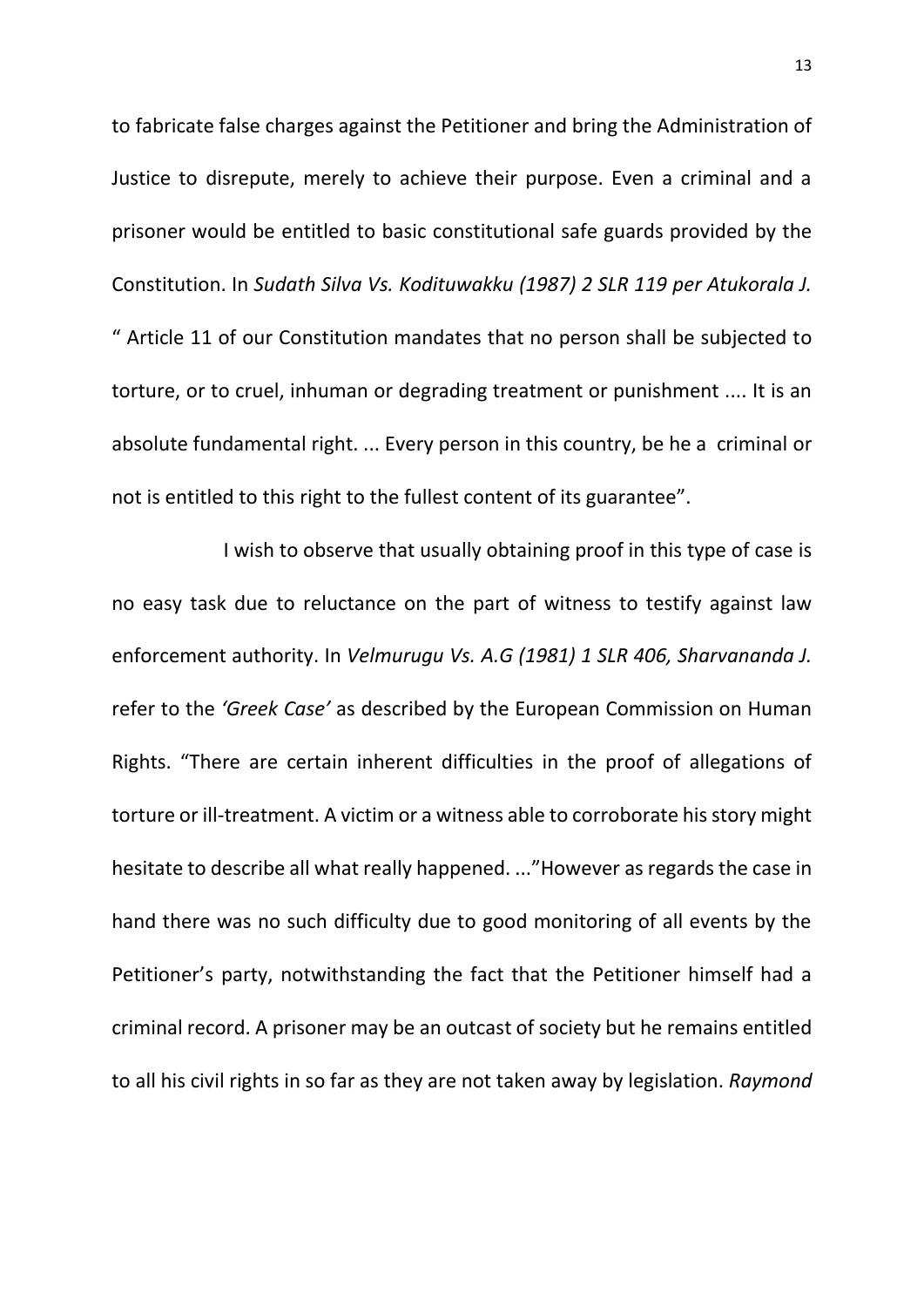to fabricate false charges against the Petitioner and bring the Administration of Justice to disrepute, merely to achieve their purpose. Even a criminal and a prisoner would be entitled to basic constitutional safe guards provided by the Constitution. In *Sudath Silva Vs. Kodituwakku (1987) 2 SLR 119 per Atukorala J.* " Article 11 of our Constitution mandates that no person shall be subjected to torture, or to cruel, inhuman or degrading treatment or punishment .... It is an absolute fundamental right. ... Every person in this country, be he a criminal or not is entitled to this right to the fullest content of its guarantee".

I wish to observe that usually obtaining proof in this type of case is no easy task due to reluctance on the part of witness to testify against law enforcement authority. In *Velmurugu Vs. A.G (1981) 1 SLR 406, Sharvananda J.* refer to the *'Greek Case'* as described by the European Commission on Human Rights. "There are certain inherent difficulties in the proof of allegations of torture or ill-treatment. A victim or a witness able to corroborate his story might hesitate to describe all what really happened. ..."However as regards the case in hand there was no such difficulty due to good monitoring of all events by the Petitioner's party, notwithstanding the fact that the Petitioner himself had a criminal record. A prisoner may be an outcast of society but he remains entitled to all his civil rights in so far as they are not taken away by legislation. *Raymond*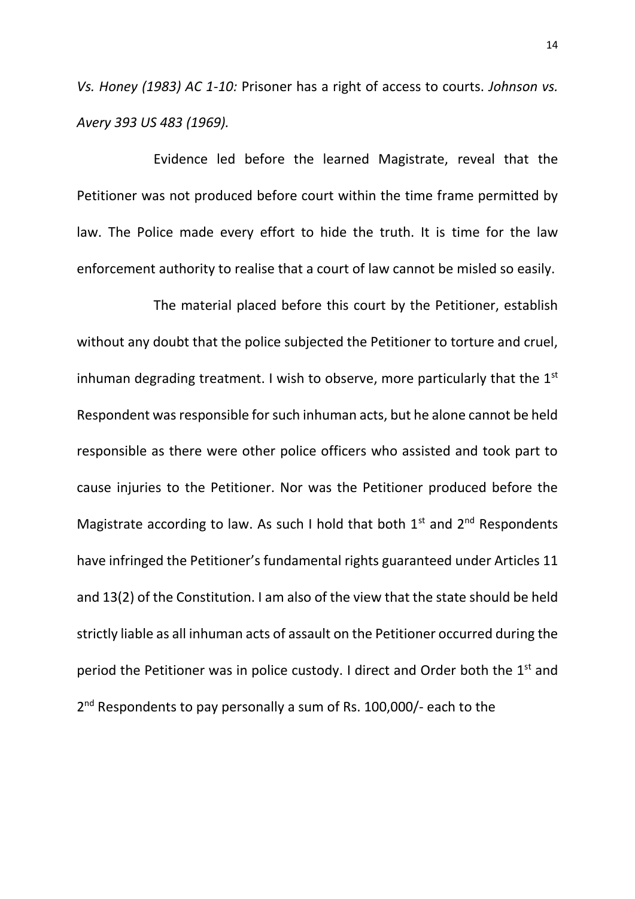*Vs. Honey (1983) AC 1-10:* Prisoner has a right of access to courts. *Johnson vs. Avery 393 US 483 (1969).*

Evidence led before the learned Magistrate, reveal that the Petitioner was not produced before court within the time frame permitted by law. The Police made every effort to hide the truth. It is time for the law enforcement authority to realise that a court of law cannot be misled so easily.

The material placed before this court by the Petitioner, establish without any doubt that the police subjected the Petitioner to torture and cruel, inhuman degrading treatment. I wish to observe, more particularly that the 1st Respondent was responsible for such inhuman acts, but he alone cannot be held responsible as there were other police officers who assisted and took part to cause injuries to the Petitioner. Nor was the Petitioner produced before the Magistrate according to law. As such I hold that both 1st and 2nd Respondents have infringed the Petitioner's fundamental rights guaranteed under Articles 11 and 13(2) of the Constitution. I am also of the view that the state should be held strictly liable as all inhuman acts of assault on the Petitioner occurred during the period the Petitioner was in police custody. I direct and Order both the 1st and 2nd Respondents to pay personally a sum of Rs. 100,000/- each to the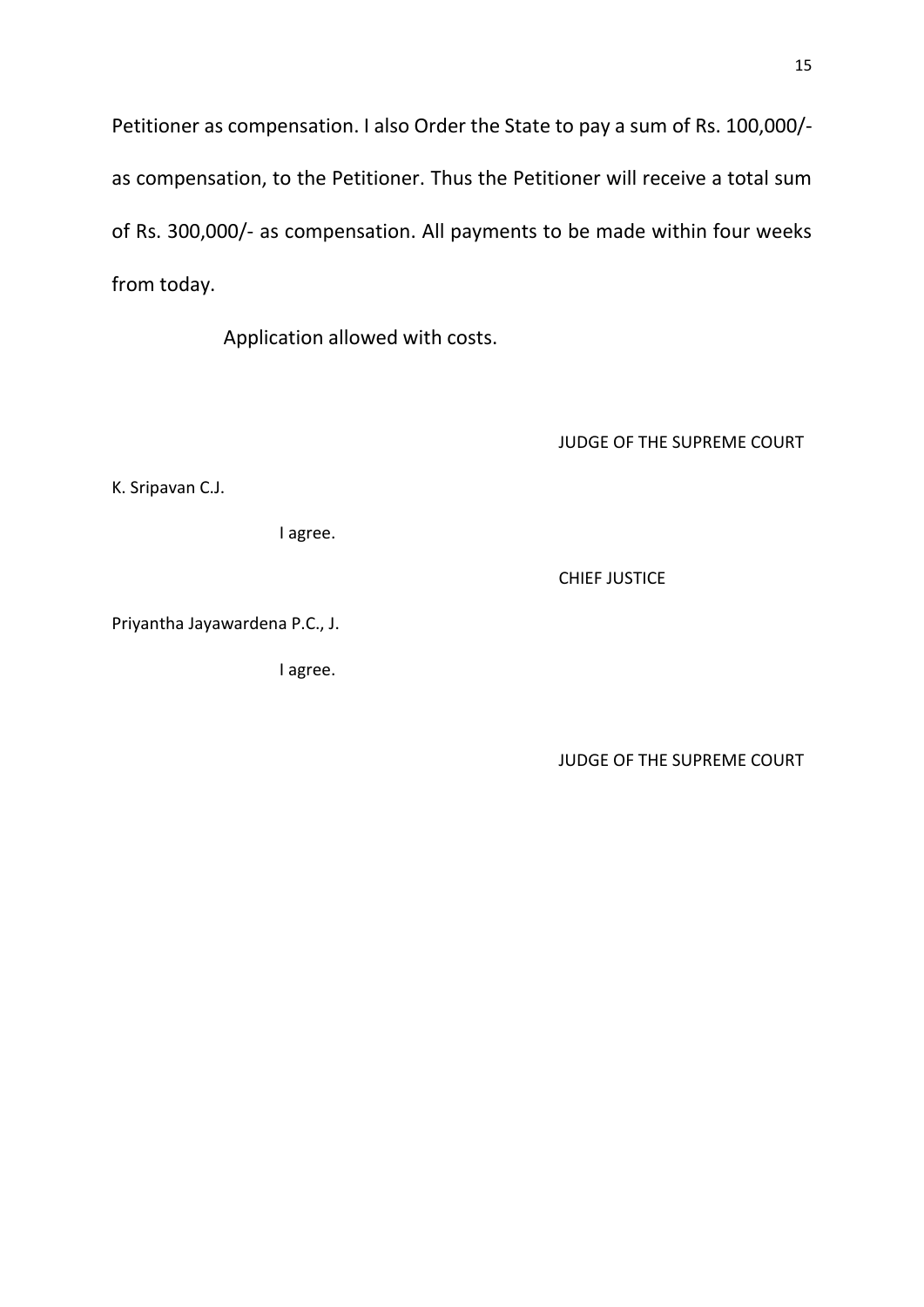Petitioner as compensation. I also Order the State to pay a sum of Rs. 100,000/- as compensation, to the Petitioner. Thus the Petitioner will receive a total sum of Rs. 300,000/- as compensation. All payments to be made within four weeks from today.

Application allowed with costs.

JUDGE OF THE SUPREME COURT

K. Sripavan C.J.

I agree.

CHIEF JUSTICE

Priyantha Jayawardena P.C., J.

I agree.

JUDGE OF THE SUPREME COURT